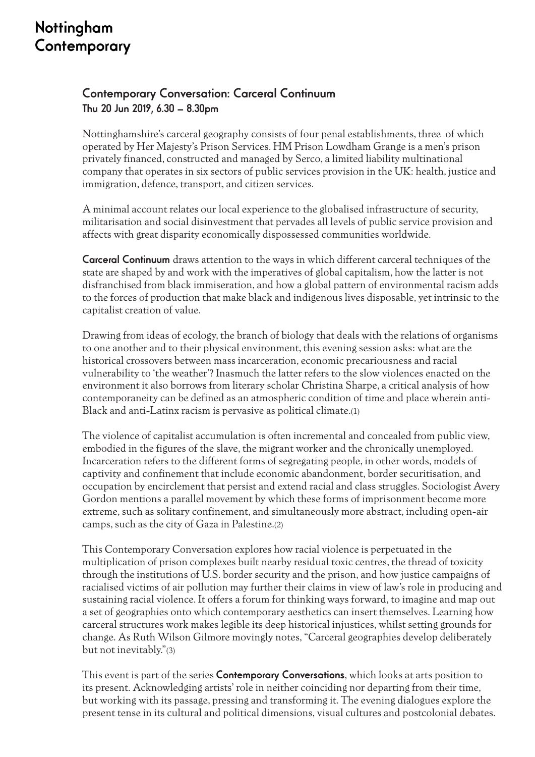# Nottingham Contemporary

## Contemporary Conversation: Carceral Continuum

### Thu 20 Jun 2019, 6.30 – 8.30pm

Nottinghamshire's carceral geography consists of four penal establishments, three of which operated by Her Majesty's Prison Services. HM Prison Lowdham Grange is a men's prison privately financed, constructed and managed by Serco, a limited liability multinational company that operates in six sectors of public services provision in the UK: health, justice and immigration, defence, transport, and citizen services.

A minimal account relates our local experience to the globalised infrastructure of security, militarisation and social disinvestment that pervades all levels of public service provision and affects with great disparity economically dispossessed communities worldwide.

**Carceral Continuum** draws attention to the ways in which different carceral techniques of the state are shaped by and work with the imperatives of global capitalism, how the latter is not disfranchised from black immiseration, and how a global pattern of environmental racism adds to the forces of production that make black and indigenous lives disposable, yet intrinsic to the capitalist creation of value.

Drawing from ideas of ecology, the branch of biology that deals with the relations of organisms to one another and to their physical environment, this evening session asks: what are the historical crossovers between mass incarceration, economic precariousness and racial vulnerability to 'the weather'? Inasmuch the latter refers to the slow violences enacted on the environment it also borrows from literary scholar Christina Sharpe, a critical analysis of how contemporaneity can be defined as an atmospheric condition of time and place wherein anti-Black and anti-Latinx racism is pervasive as political climate.(1)

The violence of capitalist accumulation is often incremental and concealed from public view, embodied in the figures of the slave, the migrant worker and the chronically unemployed. Incarceration refers to the different forms of segregating people, in other words, models of captivity and confinement that include economic abandonment, border securitisation, and occupation by encirclement that persist and extend racial and class struggles. Sociologist Avery Gordon mentions a parallel movement by which these forms of imprisonment become more extreme, such as solitary confinement, and simultaneously more abstract, including open-air camps, such as the city of Gaza in Palestine.(2)

This Contemporary Conversation explores how racial violence is perpetuated in the multiplication of prison complexes built nearby residual toxic centres, the thread of toxicity through the institutions of U.S. border security and the prison, and how justice campaigns of racialised victims of air pollution may further their claims in view of law's role in producing and sustaining racial violence. It offers a forum for thinking ways forward, to imagine and map out a set of geographies onto which contemporary aesthetics can insert themselves. Learning how carceral structures work makes legible its deep historical injustices, whilst setting grounds for change. As Ruth Wilson Gilmore movingly notes, "Carceral geographies develop deliberately but not inevitably."(3)

This event is part of the series **Contemporary Conversations**, which looks at arts position to its present. Acknowledging artists' role in neither coinciding nor departing from their time, but working with its passage, pressing and transforming it. The evening dialogues explore the present tense in its cultural and political dimensions, visual cultures and postcolonial debates.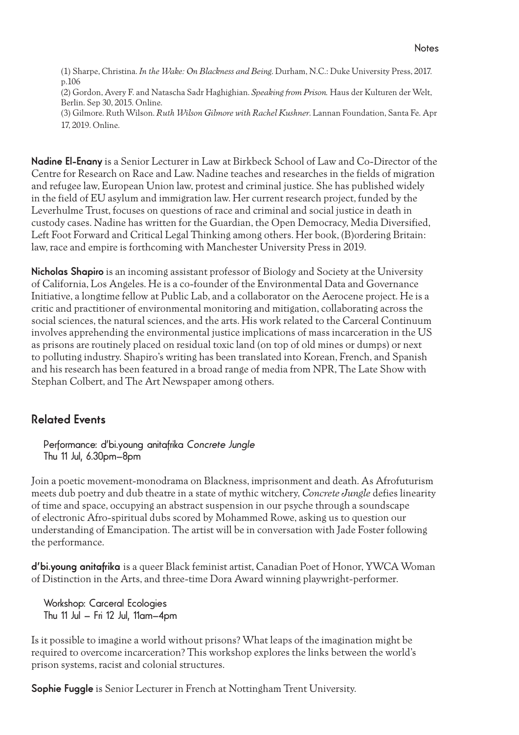## Notes

(1) Sharpe, Christina. *In the Wake: On Blackness and Being*. Durham, N.C.: Duke University Press, 2017. p.106

(2) Gordon, Avery F. and Natascha Sadr Haghighian. *Speaking from Prison.* Haus der Kulturen der Welt, Berlin. Sep 30, 2015. Online.

(3) Gilmore. Ruth Wilson. *Ruth Wilson Gilmore with Rachel Kushner*. Lannan Foundation, Santa Fe. Apr 17, 2019. Online.

**Nadine El-Enany** is a Senior Lecturer in Law at Birkbeck School of Law and Co-Director of the Centre for Research on Race and Law. Nadine teaches and researches in the fields of migration and refugee law, European Union law, protest and criminal justice. She has published widely in the field of EU asylum and immigration law. Her current research project, funded by the Leverhulme Trust, focuses on questions of race and criminal and social justice in death in custody cases. Nadine has written for the Guardian, the Open Democracy, Media Diversified, Left Foot Forward and Critical Legal Thinking among others. Her book, (B)ordering Britain: law, race and empire is forthcoming with Manchester University Press in 2019.

**Nicholas Shapiro** is an incoming assistant professor of Biology and Society at the University of California, Los Angeles. He is a co-founder of the Environmental Data and Governance Initiative, a longtime fellow at Public Lab, and a collaborator on the Aerocene project. He is a critic and practitioner of environmental monitoring and mitigation, collaborating across the social sciences, the natural sciences, and the arts. His work related to the Carceral Continuum involves apprehending the environmental justice implications of mass incarceration in the US as prisons are routinely placed on residual toxic land (on top of old mines or dumps) or next to polluting industry. Shapiro's writing has been translated into Korean, French, and Spanish and his research has been featured in a broad range of media from NPR, The Late Show with Stephan Colbert, and The Art Newspaper among others.

## Related Events

Performance: d'bi.young anitafrika *Concrete Jungle*
Thu 11 Jul, 6.30pm–8pm

Join a poetic movement-monodrama on Blackness, imprisonment and death. As Afrofuturism meets dub poetry and dub theatre in a state of mythic witchery, *Concrete Jungle* defies linearity of time and space, occupying an abstract suspension in our psyche through a soundscape of electronic Afro-spiritual dubs scored by Mohammed Rowe, asking us to question our understanding of Emancipation. The artist will be in conversation with Jade Foster following the performance.

**d'bi.young anitafrika** is a queer Black feminist artist, Canadian Poet of Honor, YWCA Woman of Distinction in the Arts, and three-time Dora Award winning playwright-performer.

Workshop: Carceral Ecologies
Thu 11 Jul – Fri 12 Jul, 11am–4pm

Is it possible to imagine a world without prisons? What leaps of the imagination might be required to overcome incarceration? This workshop explores the links between the world's prison systems, racist and colonial structures.

**Sophie Fuggle** is Senior Lecturer in French at Nottingham Trent University.